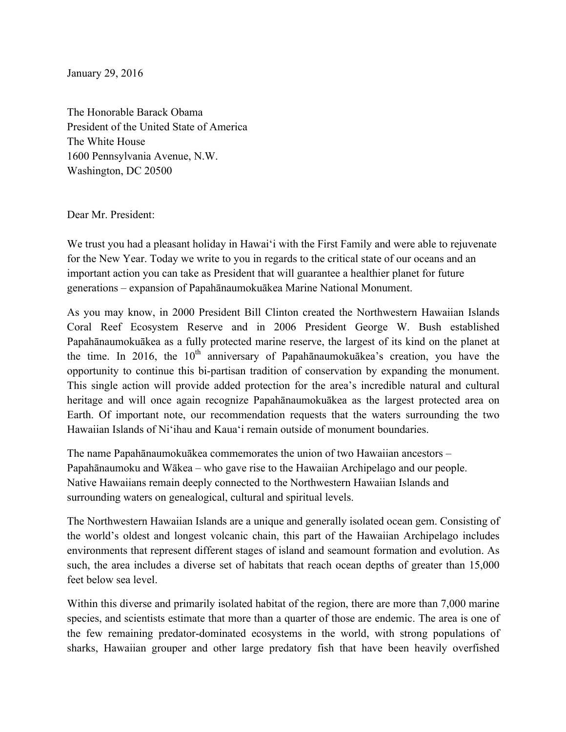January 29, 2016

The Honorable Barack Obama
President of the United State of America
The White House
1600 Pennsylvania Avenue, N.W.
Washington, DC 20500

Dear Mr. President:

We trust you had a pleasant holiday in Hawai‘i with the First Family and were able to rejuvenate for the New Year. Today we write to you in regards to the critical state of our oceans and an important action you can take as President that will guarantee a healthier planet for future generations – expansion of Papahānaumokuākea Marine National Monument.

As you may know, in 2000 President Bill Clinton created the Northwestern Hawaiian Islands Coral Reef Ecosystem Reserve and in 2006 President George W. Bush established Papahānaumokuākea as a fully protected marine reserve, the largest of its kind on the planet at the time. In 2016, the 10th anniversary of Papahānaumokuākea's creation, you have the opportunity to continue this bi-partisan tradition of conservation by expanding the monument. This single action will provide added protection for the area's incredible natural and cultural heritage and will once again recognize Papahānaumokuākea as the largest protected area on Earth. Of important note, our recommendation requests that the waters surrounding the two Hawaiian Islands of Ni‘ihau and Kaua‘i remain outside of monument boundaries.

The name Papahānaumokuākea commemorates the union of two Hawaiian ancestors – Papahānaumoku and Wākea – who gave rise to the Hawaiian Archipelago and our people. Native Hawaiians remain deeply connected to the Northwestern Hawaiian Islands and surrounding waters on genealogical, cultural and spiritual levels.

The Northwestern Hawaiian Islands are a unique and generally isolated ocean gem. Consisting of the world's oldest and longest volcanic chain, this part of the Hawaiian Archipelago includes environments that represent different stages of island and seamount formation and evolution. As such, the area includes a diverse set of habitats that reach ocean depths of greater than 15,000 feet below sea level.

Within this diverse and primarily isolated habitat of the region, there are more than 7,000 marine species, and scientists estimate that more than a quarter of those are endemic. The area is one of the few remaining predator-dominated ecosystems in the world, with strong populations of sharks, Hawaiian grouper and other large predatory fish that have been heavily overfished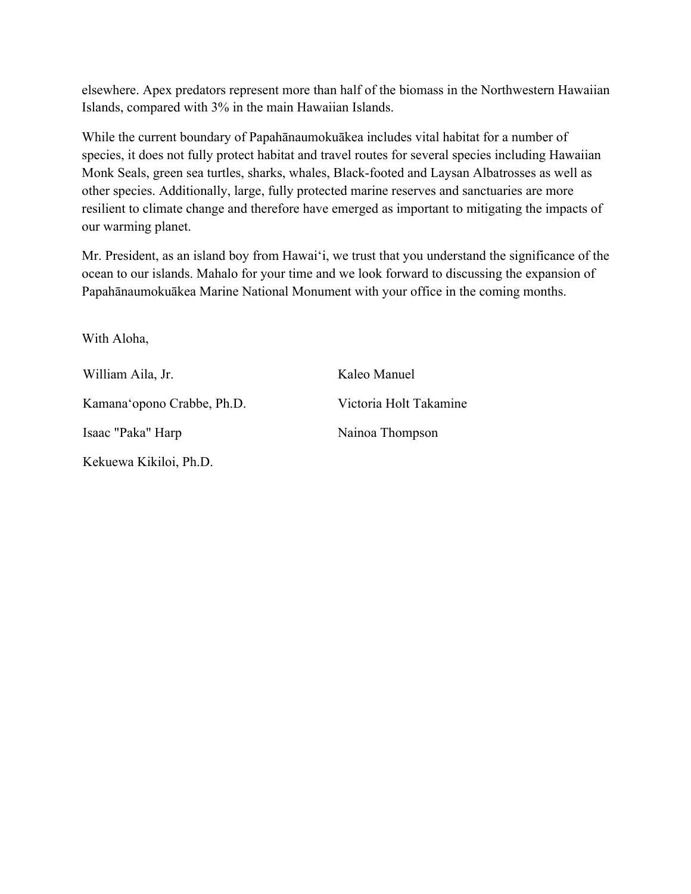elsewhere. Apex predators represent more than half of the biomass in the Northwestern Hawaiian Islands, compared with 3% in the main Hawaiian Islands.

While the current boundary of Papahānaumokuākea includes vital habitat for a number of species, it does not fully protect habitat and travel routes for several species including Hawaiian Monk Seals, green sea turtles, sharks, whales, Black-footed and Laysan Albatrosses as well as other species. Additionally, large, fully protected marine reserves and sanctuaries are more resilient to climate change and therefore have emerged as important to mitigating the impacts of our warming planet.

Mr. President, as an island boy from Hawaiʻi, we trust that you understand the significance of the ocean to our islands. Mahalo for your time and we look forward to discussing the expansion of Papahānaumokuākea Marine National Monument with your office in the coming months.

With Aloha,

William Aila, Jr.

Kamanaʻopono Crabbe, Ph.D.

Isaac "Paka" Harp

Kekuewa Kikiloi, Ph.D.

Kaleo Manuel

Victoria Holt Takamine

Nainoa Thompson